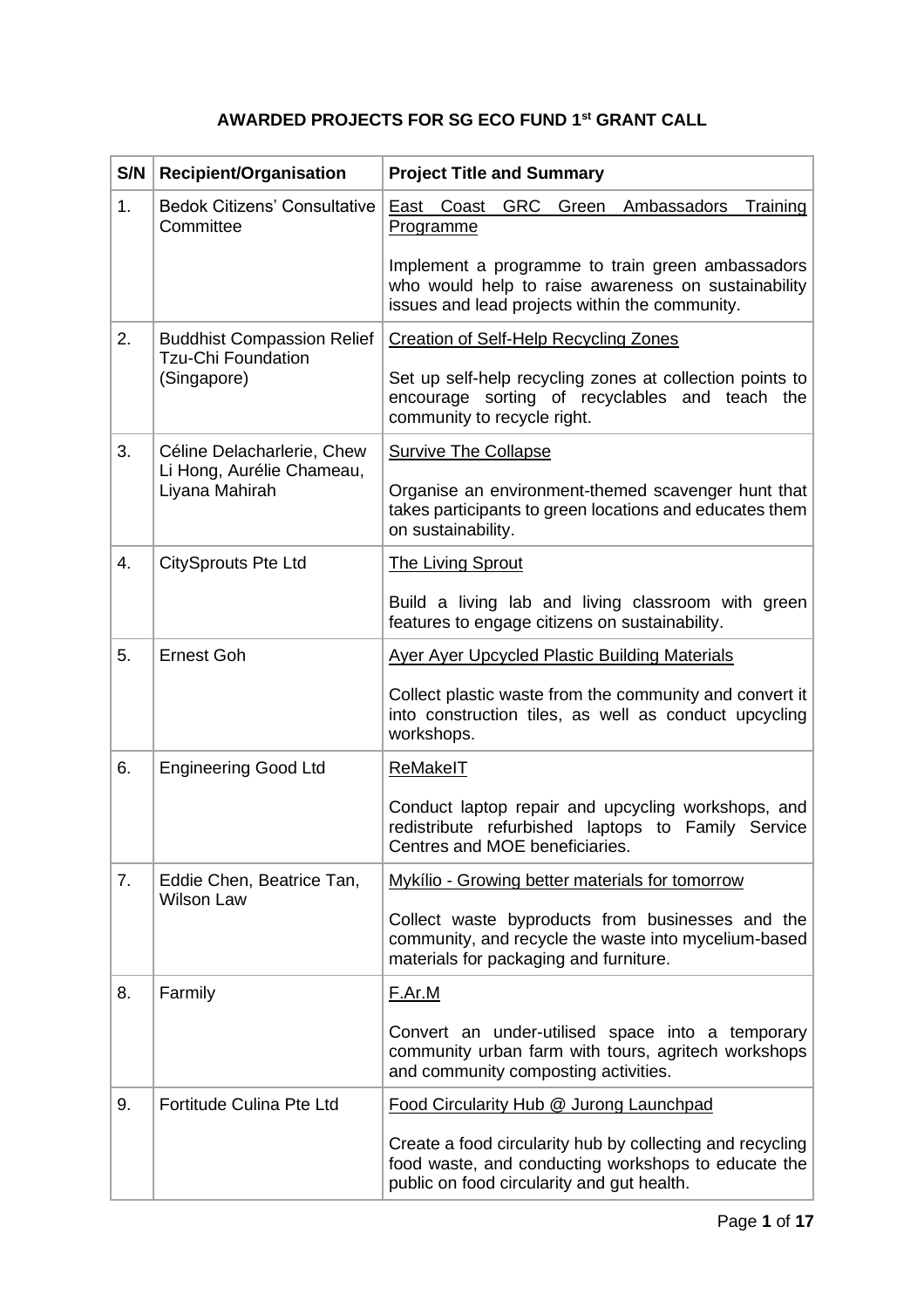**AWARDED PROJECTS FOR SG ECO FUND 1st GRANT CALL**

| S/N | Recipient/Organisation | Project Title and Summary |
|---|---|---|
| 1. | Bedok Citizens' Consultative Committee | East Coast GRC Green Ambassadors Training Programme<br><br>Implement a programme to train green ambassadors who would help to raise awareness on sustainability issues and lead projects within the community. |
| 2. | Buddhist Compassion Relief Tzu-Chi Foundation (Singapore) | Creation of Self-Help Recycling Zones<br><br>Set up self-help recycling zones at collection points to encourage sorting of recyclables and teach the community to recycle right. |
| 3. | Céline Delacharlerie, Chew Li Hong, Aurélie Chameau, Liyana Mahirah | Survive The Collapse<br><br>Organise an environment-themed scavenger hunt that takes participants to green locations and educates them on sustainability. |
| 4. | CitySprouts Pte Ltd | The Living Sprout<br><br>Build a living lab and living classroom with green features to engage citizens on sustainability. |
| 5. | Ernest Goh | Ayer Ayer Upcycled Plastic Building Materials<br><br>Collect plastic waste from the community and convert it into construction tiles, as well as conduct upcycling workshops. |
| 6. | Engineering Good Ltd | ReMakeIT<br><br>Conduct laptop repair and upcycling workshops, and redistribute refurbished laptops to Family Service Centres and MOE beneficiaries. |
| 7. | Eddie Chen, Beatrice Tan, Wilson Law | Mykílio - Growing better materials for tomorrow<br><br>Collect waste byproducts from businesses and the community, and recycle the waste into mycelium-based materials for packaging and furniture. |
| 8. | Farmily | F.Ar.M<br><br>Convert an under-utilised space into a temporary community urban farm with tours, agritech workshops and community composting activities. |
| 9. | Fortitude Culina Pte Ltd | Food Circularity Hub @ Jurong Launchpad<br><br>Create a food circularity hub by collecting and recycling food waste, and conducting workshops to educate the public on food circularity and gut health. |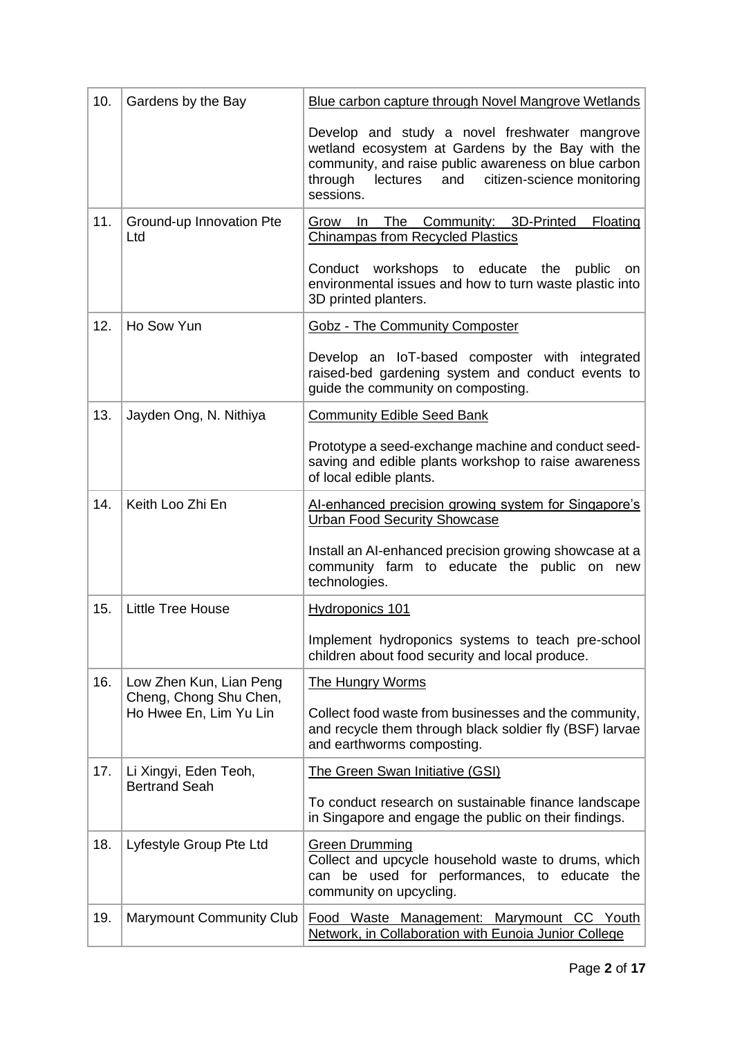| 10. | Gardens by the Bay | <u>Blue carbon capture through Novel Mangrove Wetlands</u><br><br>Develop and study a novel freshwater mangrove wetland ecosystem at Gardens by the Bay with the community, and raise public awareness on blue carbon through lectures and citizen-science monitoring sessions. |
|---|---|---|
| 11. | Ground-up Innovation Pte Ltd | <u>Grow In The Community: 3D-Printed Floating Chinampas from Recycled Plastics</u><br><br>Conduct workshops to educate the public on environmental issues and how to turn waste plastic into 3D printed planters. |
| 12. | Ho Sow Yun | <u>Gobz - The Community Composter</u><br><br>Develop an IoT-based composter with integrated raised-bed gardening system and conduct events to guide the community on composting. |
| 13. | Jayden Ong, N. Nithiya | <u>Community Edible Seed Bank</u><br><br>Prototype a seed-exchange machine and conduct seed-saving and edible plants workshop to raise awareness of local edible plants. |
| 14. | Keith Loo Zhi En | <u>AI-enhanced precision growing system for Singapore's Urban Food Security Showcase</u><br><br>Install an AI-enhanced precision growing showcase at a community farm to educate the public on new technologies. |
| 15. | Little Tree House | <u>Hydroponics 101</u><br><br>Implement hydroponics systems to teach pre-school children about food security and local produce. |
| 16. | Low Zhen Kun, Lian Peng Cheng, Chong Shu Chen, Ho Hwee En, Lim Yu Lin | <u>The Hungry Worms</u><br><br>Collect food waste from businesses and the community, and recycle them through black soldier fly (BSF) larvae and earthworms composting. |
| 17. | Li Xingyi, Eden Teoh, Bertrand Seah | <u>The Green Swan Initiative (GSI)</u><br><br>To conduct research on sustainable finance landscape in Singapore and engage the public on their findings. |
| 18. | Lyfestyle Group Pte Ltd | <u>Green Drumming</u><br>Collect and upcycle household waste to drums, which can be used for performances, to educate the community on upcycling. |
| 19. | Marymount Community Club | <u>Food Waste Management: Marymount CC Youth Network, in Collaboration with Eunoia Junior College</u> |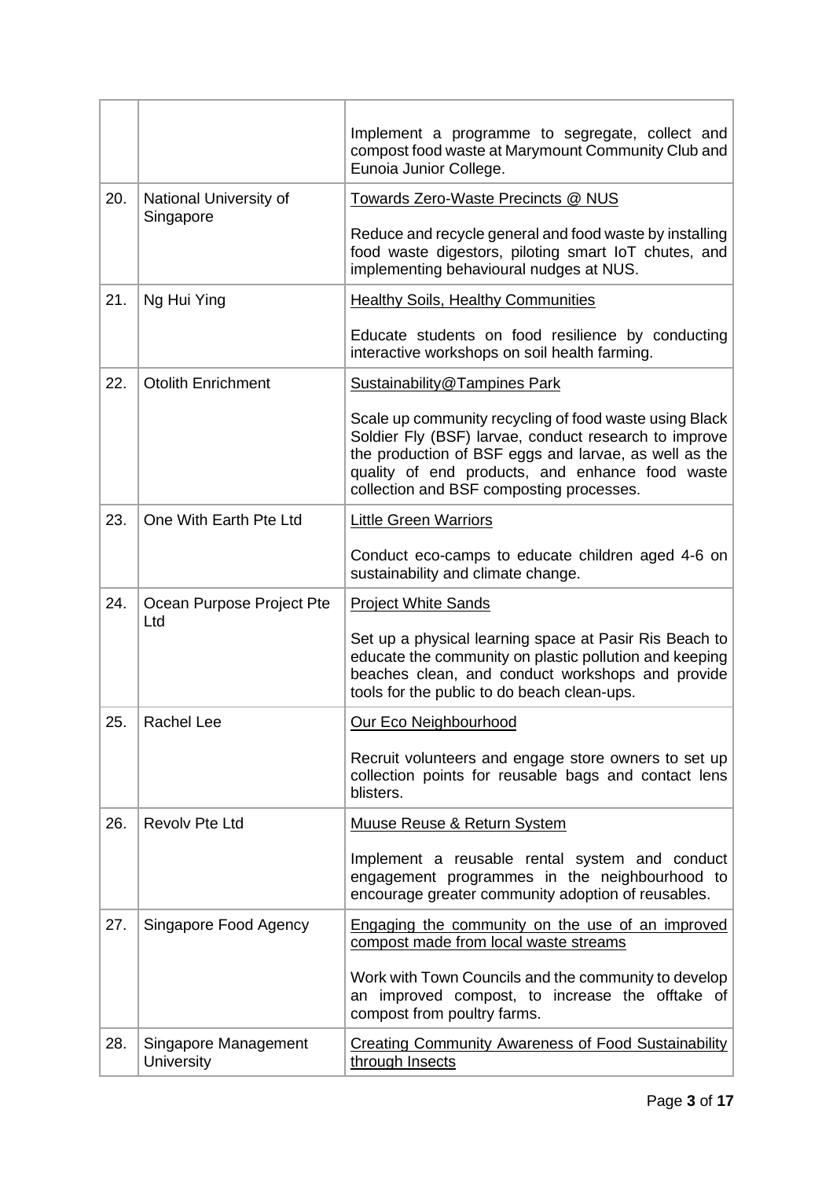| | | |
|---|---|---|
| | | Implement a programme to segregate, collect and compost food waste at Marymount Community Club and Eunoia Junior College. |
| 20. | National University of Singapore | Towards Zero-Waste Precincts @ NUS<br><br>Reduce and recycle general and food waste by installing food waste digestors, piloting smart IoT chutes, and implementing behavioural nudges at NUS. |
| 21. | Ng Hui Ying | Healthy Soils, Healthy Communities<br><br>Educate students on food resilience by conducting interactive workshops on soil health farming. |
| 22. | Otolith Enrichment | Sustainability@Tampines Park<br><br>Scale up community recycling of food waste using Black Soldier Fly (BSF) larvae, conduct research to improve the production of BSF eggs and larvae, as well as the quality of end products, and enhance food waste collection and BSF composting processes. |
| 23. | One With Earth Pte Ltd | Little Green Warriors<br><br>Conduct eco-camps to educate children aged 4-6 on sustainability and climate change. |
| 24. | Ocean Purpose Project Pte Ltd | Project White Sands<br><br>Set up a physical learning space at Pasir Ris Beach to educate the community on plastic pollution and keeping beaches clean, and conduct workshops and provide tools for the public to do beach clean-ups. |
| 25. | Rachel Lee | Our Eco Neighbourhood<br><br>Recruit volunteers and engage store owners to set up collection points for reusable bags and contact lens blisters. |
| 26. | Revolv Pte Ltd | Muuse Reuse & Return System<br><br>Implement a reusable rental system and conduct engagement programmes in the neighbourhood to encourage greater community adoption of reusables. |
| 27. | Singapore Food Agency | Engaging the community on the use of an improved compost made from local waste streams<br><br>Work with Town Councils and the community to develop an improved compost, to increase the offtake of compost from poultry farms. |
| 28. | Singapore Management University | Creating Community Awareness of Food Sustainability through Insects |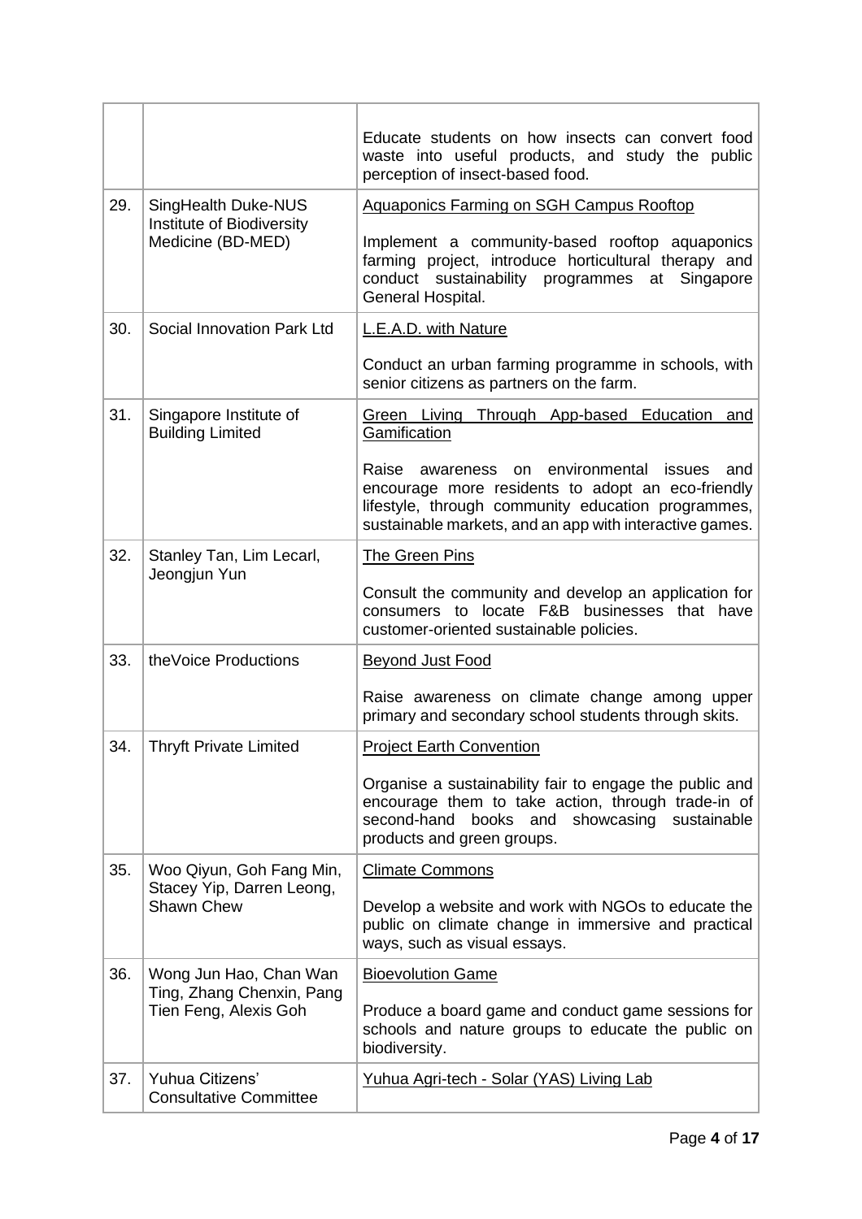| | | |
|---|---|---|
| | | Educate students on how insects can convert food waste into useful products, and study the public perception of insect-based food. |
| 29. | SingHealth Duke-NUS Institute of Biodiversity Medicine (BD-MED) | Aquaponics Farming on SGH Campus Rooftop<br><br>Implement a community-based rooftop aquaponics farming project, introduce horticultural therapy and conduct sustainability programmes at Singapore General Hospital. |
| 30. | Social Innovation Park Ltd | L.E.A.D. with Nature<br><br>Conduct an urban farming programme in schools, with senior citizens as partners on the farm. |
| 31. | Singapore Institute of Building Limited | Green Living Through App-based Education and Gamification<br><br>Raise awareness on environmental issues and encourage more residents to adopt an eco-friendly lifestyle, through community education programmes, sustainable markets, and an app with interactive games. |
| 32. | Stanley Tan, Lim Lecarl, Jeongjun Yun | The Green Pins<br><br>Consult the community and develop an application for consumers to locate F&B businesses that have customer-oriented sustainable policies. |
| 33. | theVoice Productions | Beyond Just Food<br><br>Raise awareness on climate change among upper primary and secondary school students through skits. |
| 34. | Thryft Private Limited | Project Earth Convention<br><br>Organise a sustainability fair to engage the public and encourage them to take action, through trade-in of second-hand books and showcasing sustainable products and green groups. |
| 35. | Woo Qiyun, Goh Fang Min, Stacey Yip, Darren Leong, Shawn Chew | Climate Commons<br><br>Develop a website and work with NGOs to educate the public on climate change in immersive and practical ways, such as visual essays. |
| 36. | Wong Jun Hao, Chan Wan Ting, Zhang Chenxin, Pang Tien Feng, Alexis Goh | Bioevolution Game<br><br>Produce a board game and conduct game sessions for schools and nature groups to educate the public on biodiversity. |
| 37. | Yuhua Citizens' Consultative Committee | Yuhua Agri-tech - Solar (YAS) Living Lab |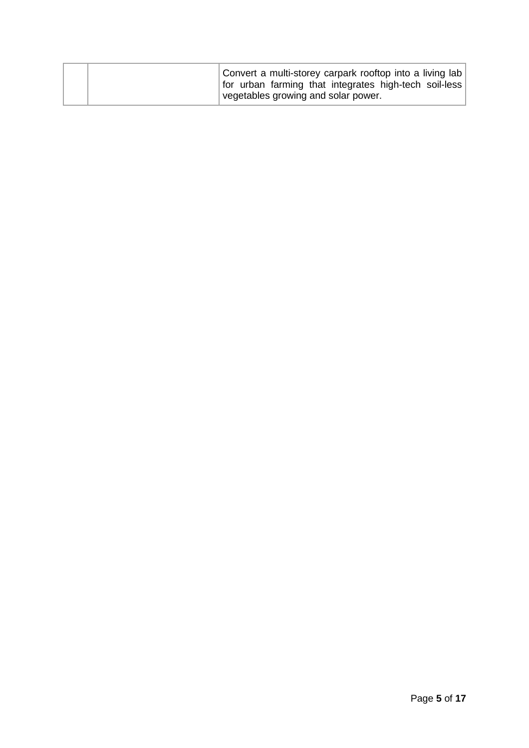| | | |
|---|---|---|
| | | Convert a multi-storey carpark rooftop into a living lab for urban farming that integrates high-tech soil-less vegetables growing and solar power. |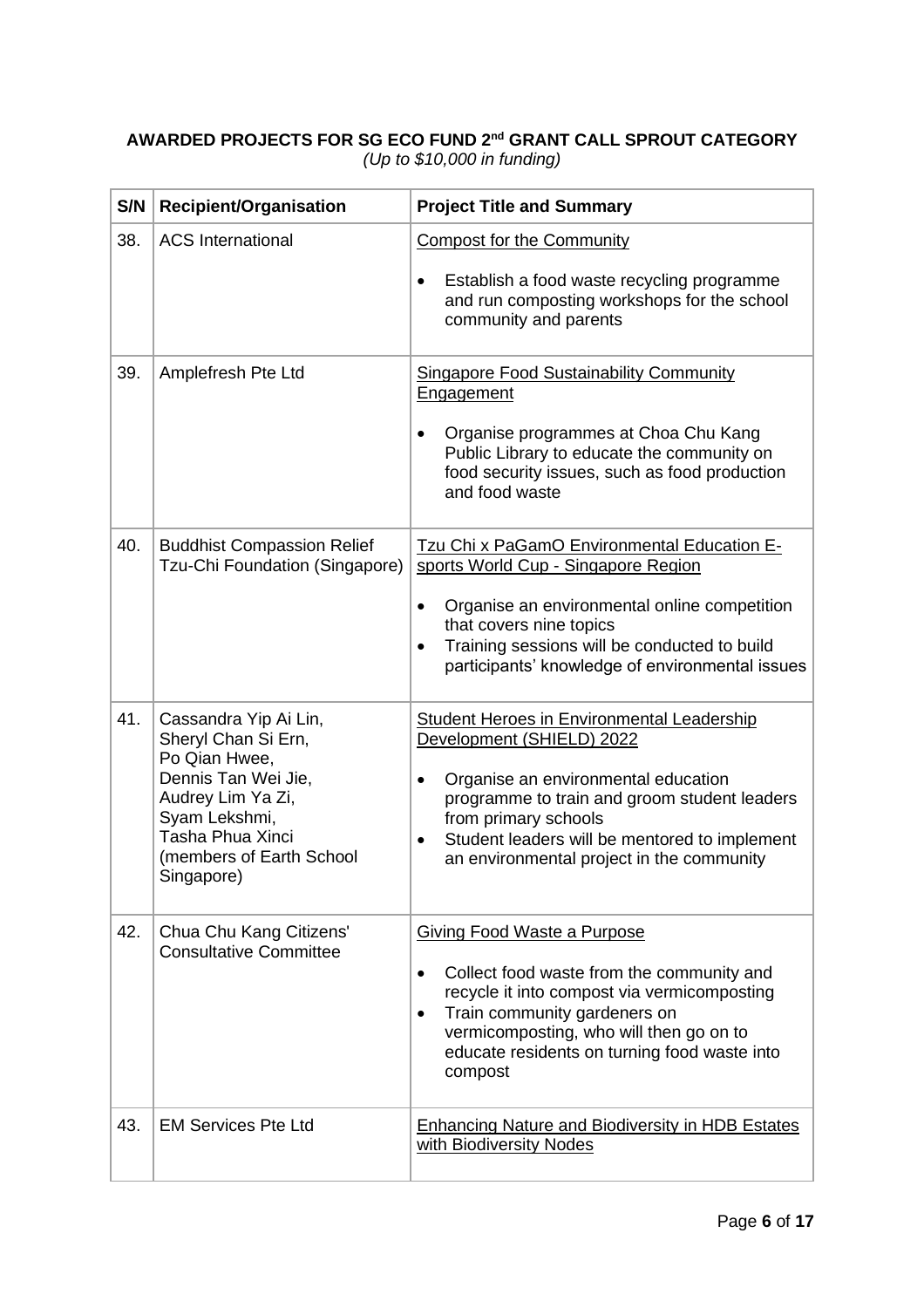**AWARDED PROJECTS FOR SG ECO FUND 2nd GRANT CALL SPROUT CATEGORY**

*(Up to $10,000 in funding)*

| S/N | Recipient/Organisation | Project Title and Summary |
|---|---|---|
| 38. | ACS International | <u>Compost for the Community</u><br><br>• Establish a food waste recycling programme and run composting workshops for the school community and parents |
| 39. | Amplefresh Pte Ltd | <u>Singapore Food Sustainability Community Engagement</u><br><br>• Organise programmes at Choa Chu Kang Public Library to educate the community on food security issues, such as food production and food waste |
| 40. | Buddhist Compassion Relief Tzu-Chi Foundation (Singapore) | <u>Tzu Chi x PaGamO Environmental Education E-sports World Cup - Singapore Region</u><br><br>• Organise an environmental online competition that covers nine topics<br>• Training sessions will be conducted to build participants' knowledge of environmental issues |
| 41. | Cassandra Yip Ai Lin,<br>Sheryl Chan Si Ern,<br>Po Qian Hwee,<br>Dennis Tan Wei Jie,<br>Audrey Lim Ya Zi,<br>Syam Lekshmi,<br>Tasha Phua Xinci<br>(members of Earth School Singapore) | <u>Student Heroes in Environmental Leadership Development (SHIELD) 2022</u><br><br>• Organise an environmental education programme to train and groom student leaders from primary schools<br>• Student leaders will be mentored to implement an environmental project in the community |
| 42. | Chua Chu Kang Citizens' Consultative Committee | <u>Giving Food Waste a Purpose</u><br><br>• Collect food waste from the community and recycle it into compost via vermicomposting<br>• Train community gardeners on vermicomposting, who will then go on to educate residents on turning food waste into compost |
| 43. | EM Services Pte Ltd | <u>Enhancing Nature and Biodiversity in HDB Estates with Biodiversity Nodes</u> |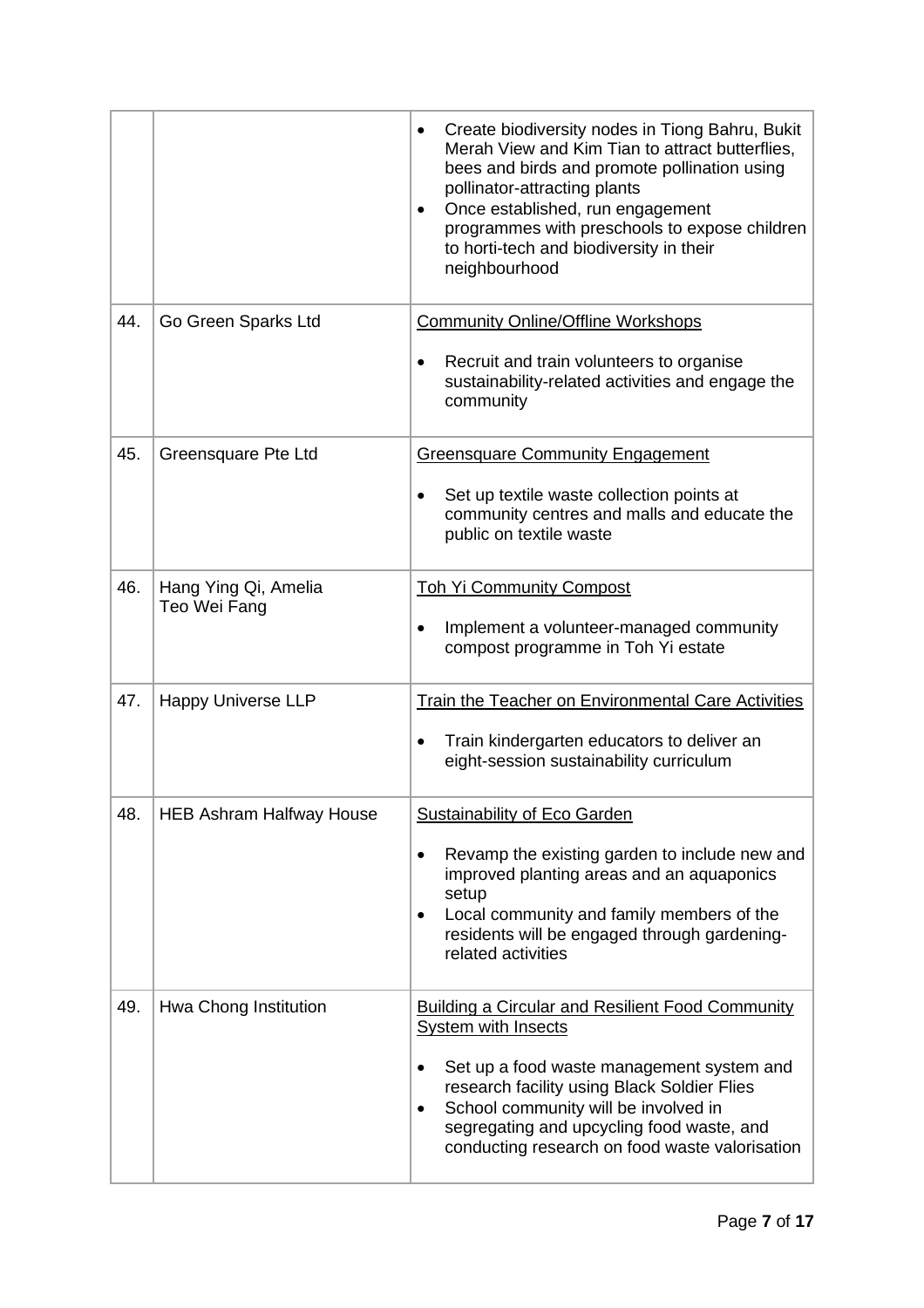| | | |
|---|---|---|
| | | • Create biodiversity nodes in Tiong Bahru, Bukit Merah View and Kim Tian to attract butterflies, bees and birds and promote pollination using pollinator-attracting plants<br>• Once established, run engagement programmes with preschools to expose children to horti-tech and biodiversity in their neighbourhood |
| 44. | Go Green Sparks Ltd | <u>Community Online/Offline Workshops</u><br><br>• Recruit and train volunteers to organise sustainability-related activities and engage the community |
| 45. | Greensquare Pte Ltd | <u>Greensquare Community Engagement</u><br><br>• Set up textile waste collection points at community centres and malls and educate the public on textile waste |
| 46. | Hang Ying Qi, Amelia<br>Teo Wei Fang | <u>Toh Yi Community Compost</u><br><br>• Implement a volunteer-managed community compost programme in Toh Yi estate |
| 47. | Happy Universe LLP | <u>Train the Teacher on Environmental Care Activities</u><br><br>• Train kindergarten educators to deliver an eight-session sustainability curriculum |
| 48. | HEB Ashram Halfway House | <u>Sustainability of Eco Garden</u><br><br>• Revamp the existing garden to include new and improved planting areas and an aquaponics setup<br>• Local community and family members of the residents will be engaged through gardening-related activities |
| 49. | Hwa Chong Institution | <u>Building a Circular and Resilient Food Community System with Insects</u><br><br>• Set up a food waste management system and research facility using Black Soldier Flies<br>• School community will be involved in segregating and upcycling food waste, and conducting research on food waste valorisation |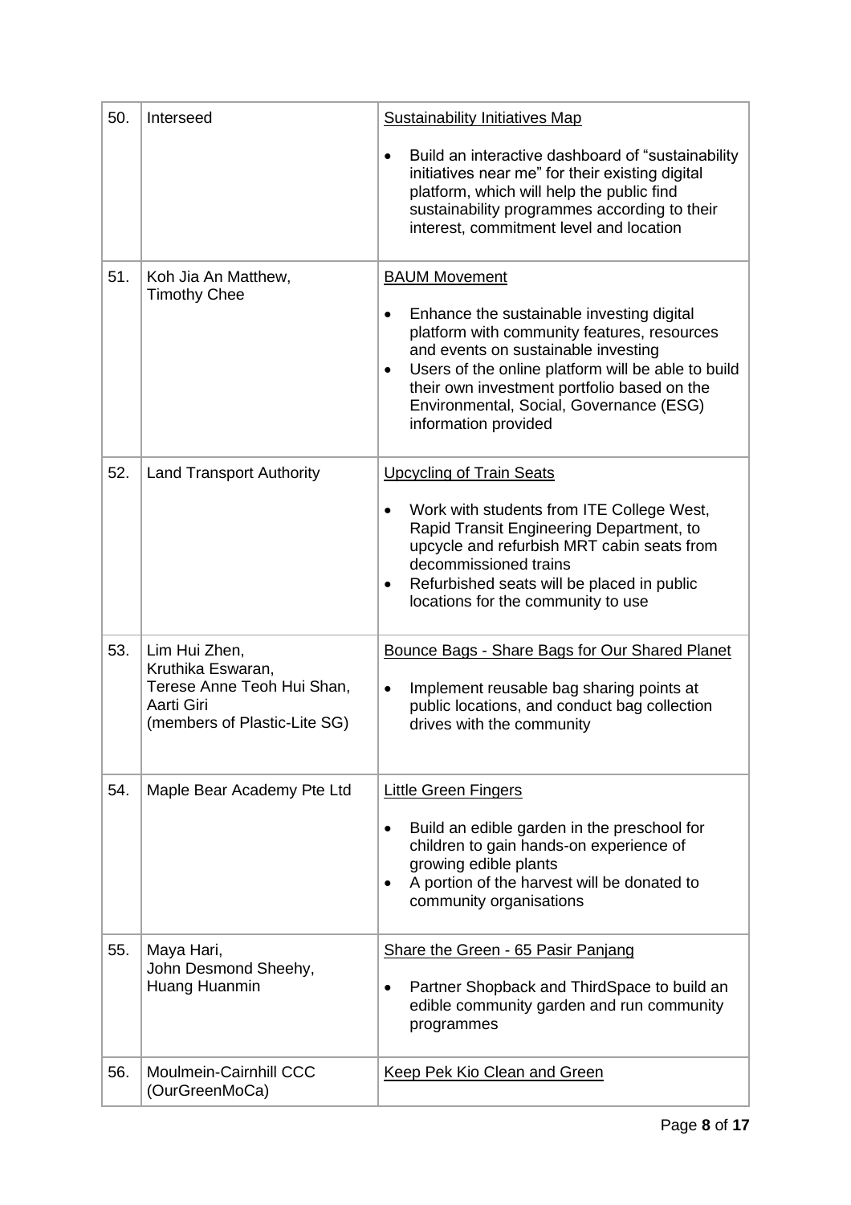| | | |
|---|---|---|
| 50. | Interseed | Sustainability Initiatives Map<br><br>• Build an interactive dashboard of "sustainability initiatives near me" for their existing digital platform, which will help the public find sustainability programmes according to their interest, commitment level and location |
| 51. | Koh Jia An Matthew,<br>Timothy Chee | BAUM Movement<br><br>• Enhance the sustainable investing digital platform with community features, resources and events on sustainable investing<br>• Users of the online platform will be able to build their own investment portfolio based on the Environmental, Social, Governance (ESG) information provided |
| 52. | Land Transport Authority | Upcycling of Train Seats<br><br>• Work with students from ITE College West, Rapid Transit Engineering Department, to upcycle and refurbish MRT cabin seats from decommissioned trains<br>• Refurbished seats will be placed in public locations for the community to use |
| 53. | Lim Hui Zhen,<br>Kruthika Eswaran,<br>Terese Anne Teoh Hui Shan,<br>Aarti Giri<br>(members of Plastic-Lite SG) | Bounce Bags - Share Bags for Our Shared Planet<br><br>• Implement reusable bag sharing points at public locations, and conduct bag collection drives with the community |
| 54. | Maple Bear Academy Pte Ltd | Little Green Fingers<br><br>• Build an edible garden in the preschool for children to gain hands-on experience of growing edible plants<br>• A portion of the harvest will be donated to community organisations |
| 55. | Maya Hari,<br>John Desmond Sheehy,<br>Huang Huanmin | Share the Green - 65 Pasir Panjang<br><br>• Partner Shopback and ThirdSpace to build an edible community garden and run community programmes |
| 56. | Moulmein-Cairnhill CCC<br>(OurGreenMoCa) | Keep Pek Kio Clean and Green |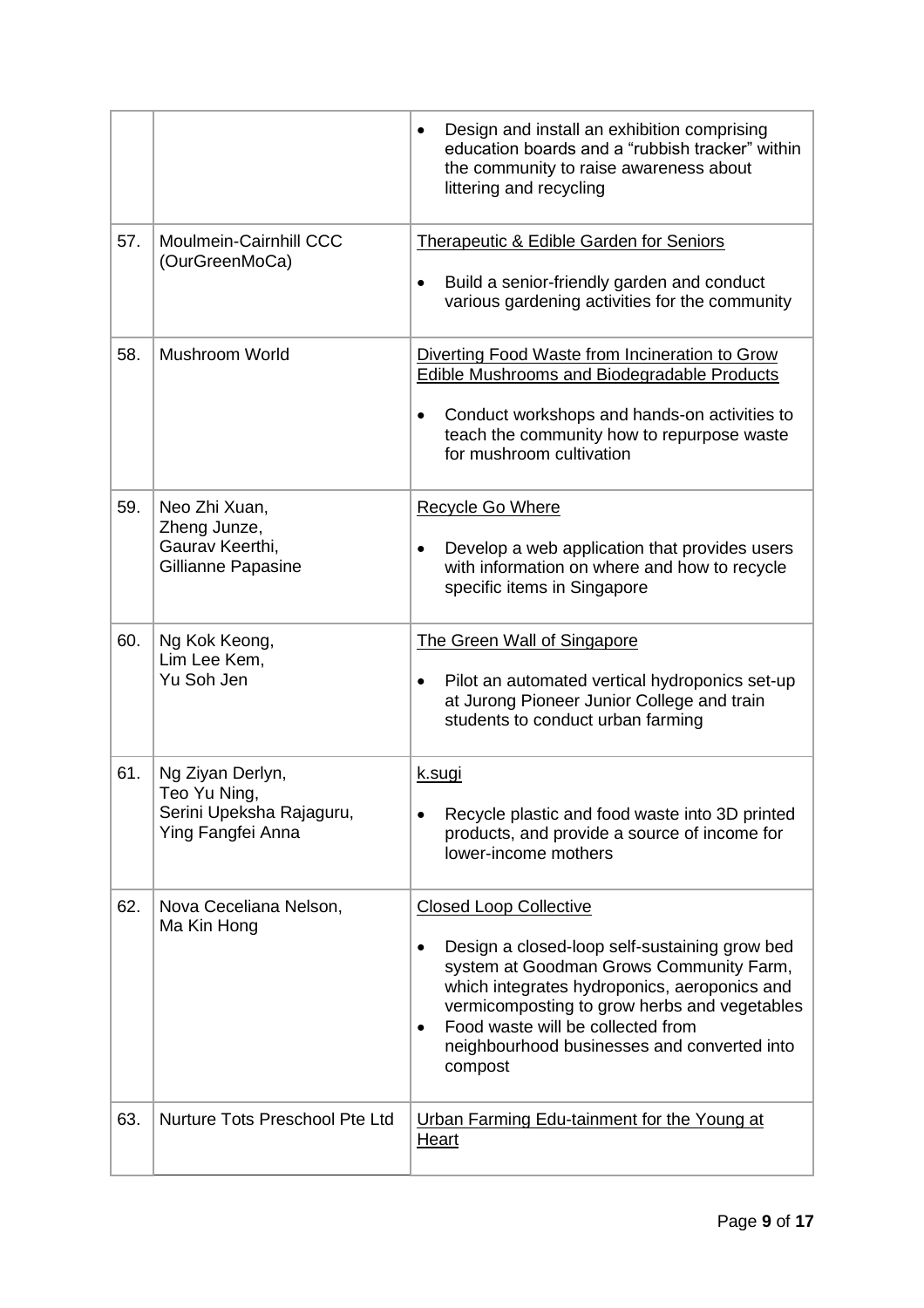| | | |
|---|---|---|
| | | • Design and install an exhibition comprising education boards and a "rubbish tracker" within the community to raise awareness about littering and recycling |
| 57. | Moulmein-Cairnhill CCC (OurGreenMoCa) | Therapeutic & Edible Garden for Seniors<br><br>• Build a senior-friendly garden and conduct various gardening activities for the community |
| 58. | Mushroom World | Diverting Food Waste from Incineration to Grow Edible Mushrooms and Biodegradable Products<br><br>• Conduct workshops and hands-on activities to teach the community how to repurpose waste for mushroom cultivation |
| 59. | Neo Zhi Xuan,<br>Zheng Junze,<br>Gaurav Keerthi,<br>Gillianne Papasine | Recycle Go Where<br><br>• Develop a web application that provides users with information on where and how to recycle specific items in Singapore |
| 60. | Ng Kok Keong,<br>Lim Lee Kem,<br>Yu Soh Jen | The Green Wall of Singapore<br><br>• Pilot an automated vertical hydroponics set-up at Jurong Pioneer Junior College and train students to conduct urban farming |
| 61. | Ng Ziyan Derlyn,<br>Teo Yu Ning,<br>Serini Upeksha Rajaguru,<br>Ying Fangfei Anna | k.sugi<br><br>• Recycle plastic and food waste into 3D printed products, and provide a source of income for lower-income mothers |
| 62. | Nova Ceceliana Nelson,<br>Ma Kin Hong | Closed Loop Collective<br><br>• Design a closed-loop self-sustaining grow bed system at Goodman Grows Community Farm, which integrates hydroponics, aeroponics and vermicomposting to grow herbs and vegetables<br>• Food waste will be collected from neighbourhood businesses and converted into compost |
| 63. | Nurture Tots Preschool Pte Ltd | Urban Farming Edu-tainment for the Young at Heart |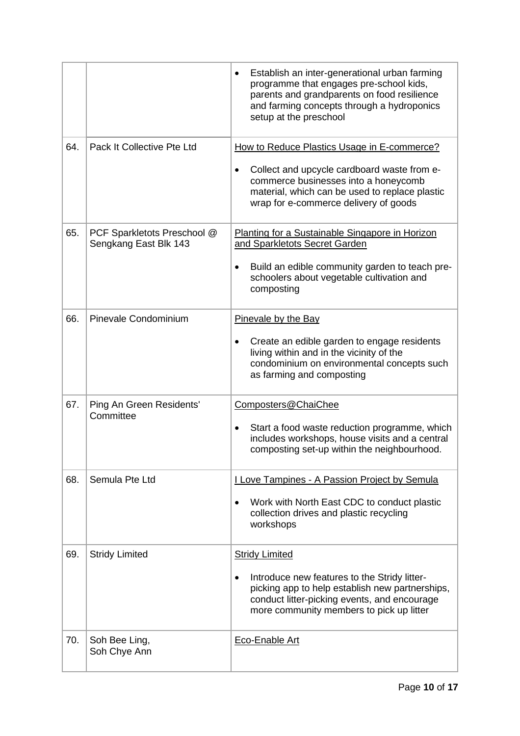| | | |
|---|---|---|
| | | • Establish an inter-generational urban farming programme that engages pre-school kids, parents and grandparents on food resilience and farming concepts through a hydroponics setup at the preschool |
| 64. | Pack It Collective Pte Ltd | How to Reduce Plastics Usage in E-commerce?<br><br>• Collect and upcycle cardboard waste from e-commerce businesses into a honeycomb material, which can be used to replace plastic wrap for e-commerce delivery of goods |
| 65. | PCF Sparkletots Preschool @ Sengkang East Blk 143 | Planting for a Sustainable Singapore in Horizon and Sparkletots Secret Garden<br><br>• Build an edible community garden to teach pre-schoolers about vegetable cultivation and composting |
| 66. | Pinevale Condominium | Pinevale by the Bay<br><br>• Create an edible garden to engage residents living within and in the vicinity of the condominium on environmental concepts such as farming and composting |
| 67. | Ping An Green Residents' Committee | Composters@ChaiChee<br><br>• Start a food waste reduction programme, which includes workshops, house visits and a central composting set-up within the neighbourhood. |
| 68. | Semula Pte Ltd | I Love Tampines - A Passion Project by Semula<br><br>• Work with North East CDC to conduct plastic collection drives and plastic recycling workshops |
| 69. | Stridy Limited | Stridy Limited<br><br>• Introduce new features to the Stridy litter-picking app to help establish new partnerships, conduct litter-picking events, and encourage more community members to pick up litter |
| 70. | Soh Bee Ling,<br>Soh Chye Ann | Eco-Enable Art |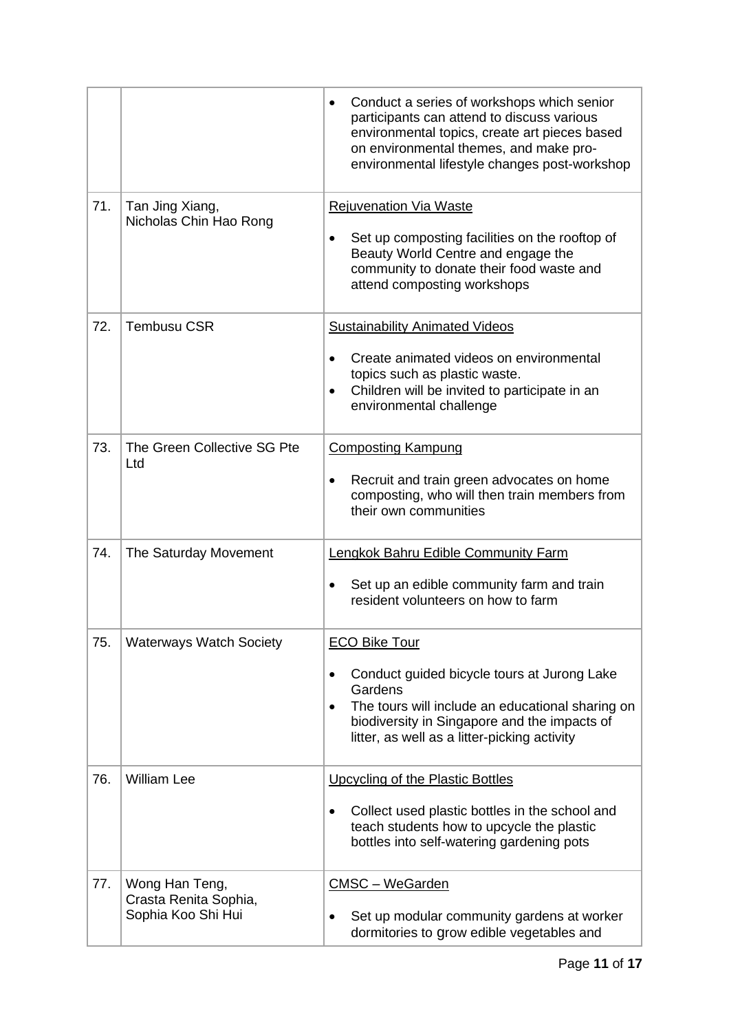| | | |
|---|---|---|
| | | • Conduct a series of workshops which senior participants can attend to discuss various environmental topics, create art pieces based on environmental themes, and make pro-environmental lifestyle changes post-workshop |
| 71. | Tan Jing Xiang, Nicholas Chin Hao Rong | <u>Rejuvenation Via Waste</u><br><br>• Set up composting facilities on the rooftop of Beauty World Centre and engage the community to donate their food waste and attend composting workshops |
| 72. | Tembusu CSR | <u>Sustainability Animated Videos</u><br><br>• Create animated videos on environmental topics such as plastic waste.<br>• Children will be invited to participate in an environmental challenge |
| 73. | The Green Collective SG Pte Ltd | <u>Composting Kampung</u><br><br>• Recruit and train green advocates on home composting, who will then train members from their own communities |
| 74. | The Saturday Movement | <u>Lengkok Bahru Edible Community Farm</u><br><br>• Set up an edible community farm and train resident volunteers on how to farm |
| 75. | Waterways Watch Society | <u>ECO Bike Tour</u><br><br>• Conduct guided bicycle tours at Jurong Lake Gardens<br>• The tours will include an educational sharing on biodiversity in Singapore and the impacts of litter, as well as a litter-picking activity |
| 76. | William Lee | <u>Upcycling of the Plastic Bottles</u><br><br>• Collect used plastic bottles in the school and teach students how to upcycle the plastic bottles into self-watering gardening pots |
| 77. | Wong Han Teng, Crasta Renita Sophia, Sophia Koo Shi Hui | <u>CMSC – WeGarden</u><br><br>• Set up modular community gardens at worker dormitories to grow edible vegetables and |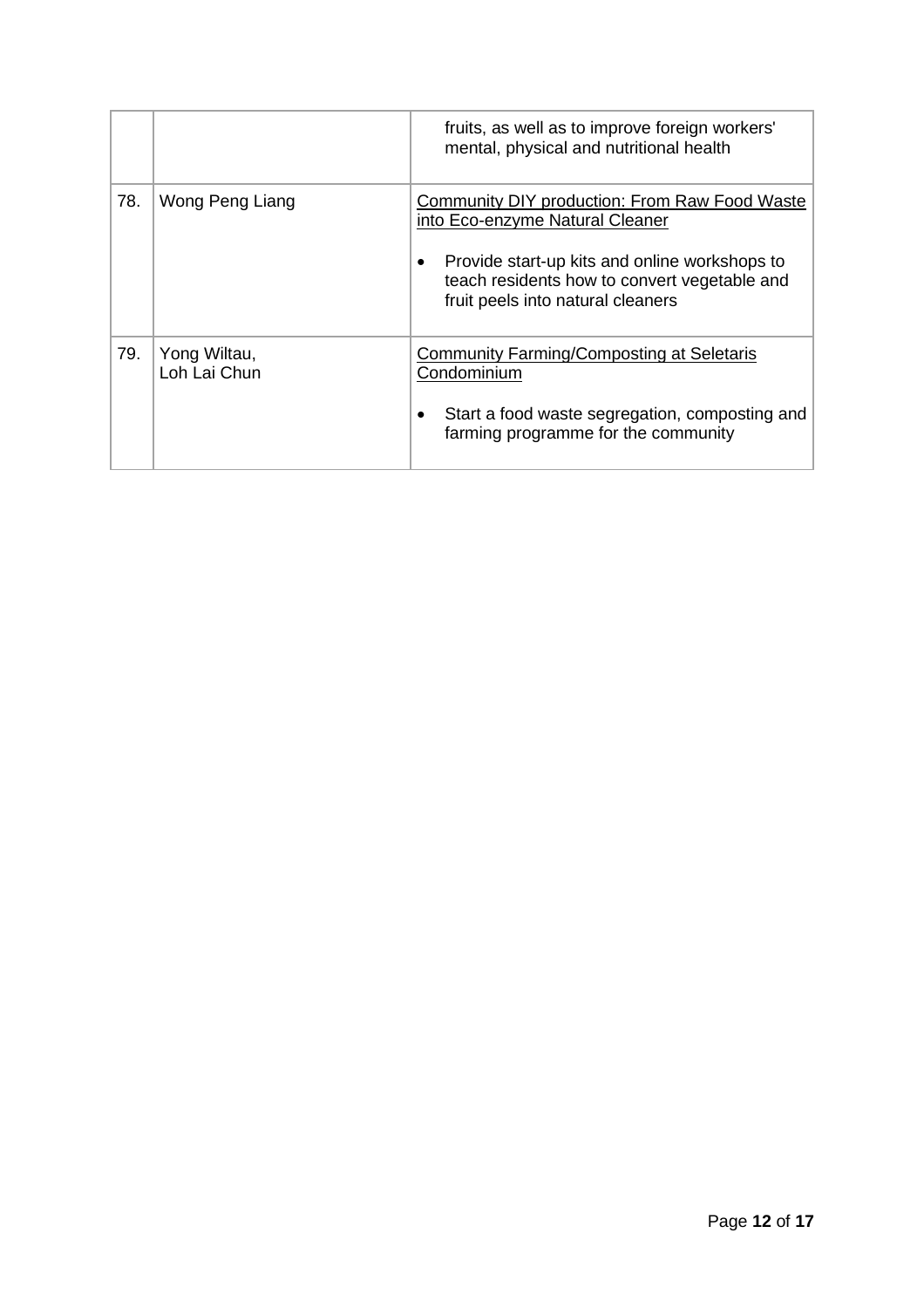| | | |
|---|---|---|
| | | fruits, as well as to improve foreign workers' mental, physical and nutritional health |
| 78. | Wong Peng Liang | <u>Community DIY production: From Raw Food Waste into Eco-enzyme Natural Cleaner</u><br><br>• Provide start-up kits and online workshops to teach residents how to convert vegetable and fruit peels into natural cleaners |
| 79. | Yong Wiltau,<br>Loh Lai Chun | <u>Community Farming/Composting at Seletaris Condominium</u><br><br>• Start a food waste segregation, composting and farming programme for the community |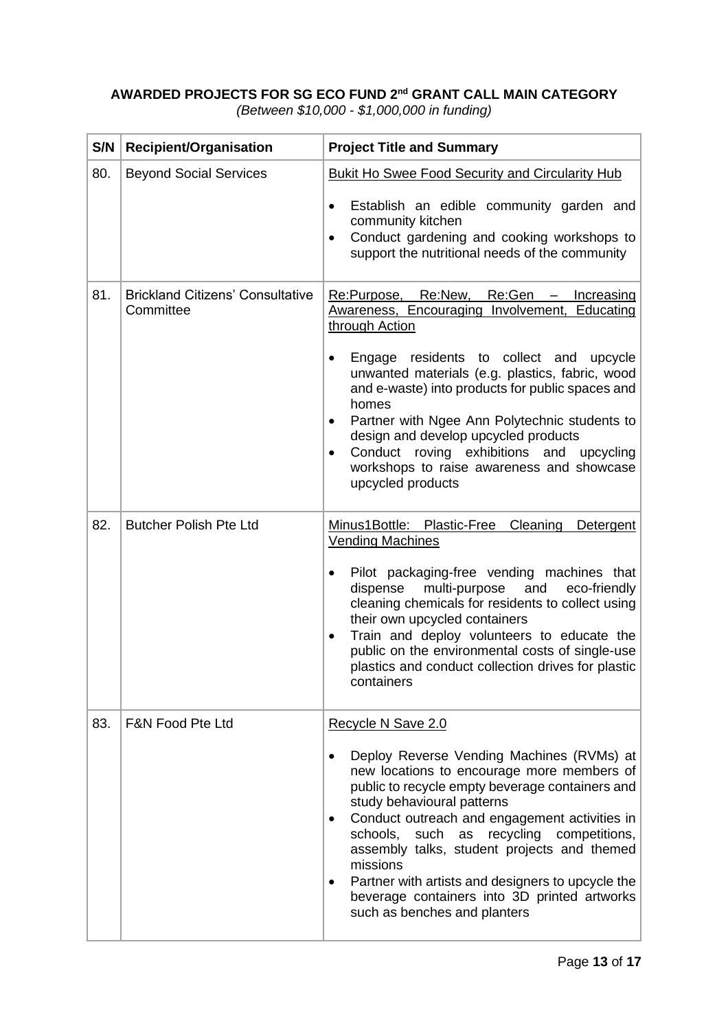**AWARDED PROJECTS FOR SG ECO FUND 2nd GRANT CALL MAIN CATEGORY**

*(Between $10,000 - $1,000,000 in funding)*

| S/N | Recipient/Organisation | Project Title and Summary |
|---|---|---|
| 80. | Beyond Social Services | Bukit Ho Swee Food Security and Circularity Hub<br><br>• Establish an edible community garden and community kitchen<br>• Conduct gardening and cooking workshops to support the nutritional needs of the community |
| 81. | Brickland Citizens' Consultative Committee | Re:Purpose, Re:New, Re:Gen – Increasing Awareness, Encouraging Involvement, Educating through Action<br><br>• Engage residents to collect and upcycle unwanted materials (e.g. plastics, fabric, wood and e-waste) into products for public spaces and homes<br>• Partner with Ngee Ann Polytechnic students to design and develop upcycled products<br>• Conduct roving exhibitions and upcycling workshops to raise awareness and showcase upcycled products |
| 82. | Butcher Polish Pte Ltd | Minus1Bottle: Plastic-Free Cleaning Detergent Vending Machines<br><br>• Pilot packaging-free vending machines that dispense multi-purpose and eco-friendly cleaning chemicals for residents to collect using their own upcycled containers<br>• Train and deploy volunteers to educate the public on the environmental costs of single-use plastics and conduct collection drives for plastic containers |
| 83. | F&N Food Pte Ltd | Recycle N Save 2.0<br><br>• Deploy Reverse Vending Machines (RVMs) at new locations to encourage more members of public to recycle empty beverage containers and study behavioural patterns<br>• Conduct outreach and engagement activities in schools, such as recycling competitions, assembly talks, student projects and themed missions<br>• Partner with artists and designers to upcycle the beverage containers into 3D printed artworks such as benches and planters |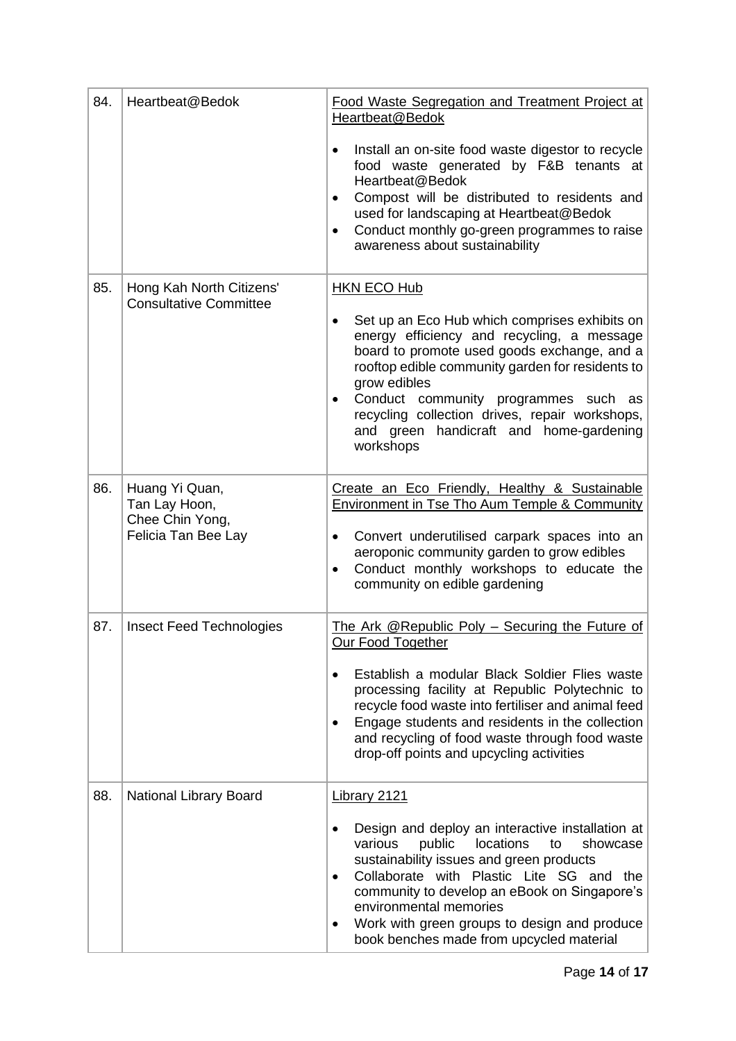| 84. | Heartbeat@Bedok | <u>Food Waste Segregation and Treatment Project at Heartbeat@Bedok</u><br><br>• Install an on-site food waste digestor to recycle food waste generated by F&B tenants at Heartbeat@Bedok<br>• Compost will be distributed to residents and used for landscaping at Heartbeat@Bedok<br>• Conduct monthly go-green programmes to raise awareness about sustainability |
|---|---|---|
| 85. | Hong Kah North Citizens' Consultative Committee | <u>HKN ECO Hub</u><br><br>• Set up an Eco Hub which comprises exhibits on energy efficiency and recycling, a message board to promote used goods exchange, and a rooftop edible community garden for residents to grow edibles<br>• Conduct community programmes such as recycling collection drives, repair workshops, and green handicraft and home-gardening workshops |
| 86. | Huang Yi Quan,<br>Tan Lay Hoon,<br>Chee Chin Yong,<br>Felicia Tan Bee Lay | <u>Create an Eco Friendly, Healthy & Sustainable Environment in Tse Tho Aum Temple & Community</u><br><br>• Convert underutilised carpark spaces into an aeroponic community garden to grow edibles<br>• Conduct monthly workshops to educate the community on edible gardening |
| 87. | Insect Feed Technologies | <u>The Ark @Republic Poly – Securing the Future of Our Food Together</u><br><br>• Establish a modular Black Soldier Flies waste processing facility at Republic Polytechnic to recycle food waste into fertiliser and animal feed<br>• Engage students and residents in the collection and recycling of food waste through food waste drop-off points and upcycling activities |
| 88. | National Library Board | <u>Library 2121</u><br><br>• Design and deploy an interactive installation at various public locations to showcase sustainability issues and green products<br>• Collaborate with Plastic Lite SG and the community to develop an eBook on Singapore's environmental memories<br>• Work with green groups to design and produce book benches made from upcycled material |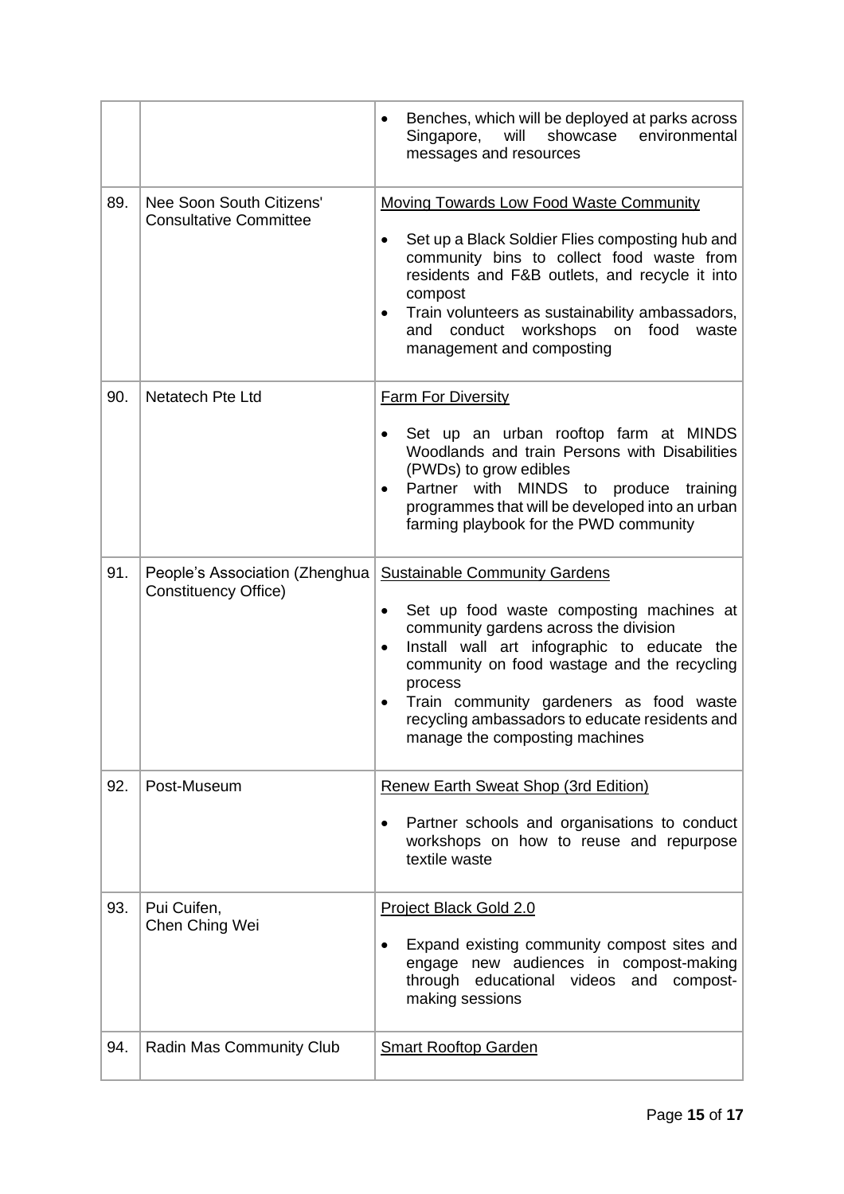| | | |
|---|---|---|
| | | • Benches, which will be deployed at parks across Singapore, will showcase environmental messages and resources |
| 89. | Nee Soon South Citizens' Consultative Committee | <u>Moving Towards Low Food Waste Community</u><br><br>• Set up a Black Soldier Flies composting hub and community bins to collect food waste from residents and F&B outlets, and recycle it into compost<br>• Train volunteers as sustainability ambassadors, and conduct workshops on food waste management and composting |
| 90. | Netatech Pte Ltd | <u>Farm For Diversity</u><br><br>• Set up an urban rooftop farm at MINDS Woodlands and train Persons with Disabilities (PWDs) to grow edibles<br>• Partner with MINDS to produce training programmes that will be developed into an urban farming playbook for the PWD community |
| 91. | People's Association (Zhenghua Constituency Office) | <u>Sustainable Community Gardens</u><br><br>• Set up food waste composting machines at community gardens across the division<br>• Install wall art infographic to educate the community on food wastage and the recycling process<br>• Train community gardeners as food waste recycling ambassadors to educate residents and manage the composting machines |
| 92. | Post-Museum | <u>Renew Earth Sweat Shop (3rd Edition)</u><br><br>• Partner schools and organisations to conduct workshops on how to reuse and repurpose textile waste |
| 93. | Pui Cuifen,<br>Chen Ching Wei | <u>Project Black Gold 2.0</u><br><br>• Expand existing community compost sites and engage new audiences in compost-making through educational videos and compost-making sessions |
| 94. | Radin Mas Community Club | <u>Smart Rooftop Garden</u> |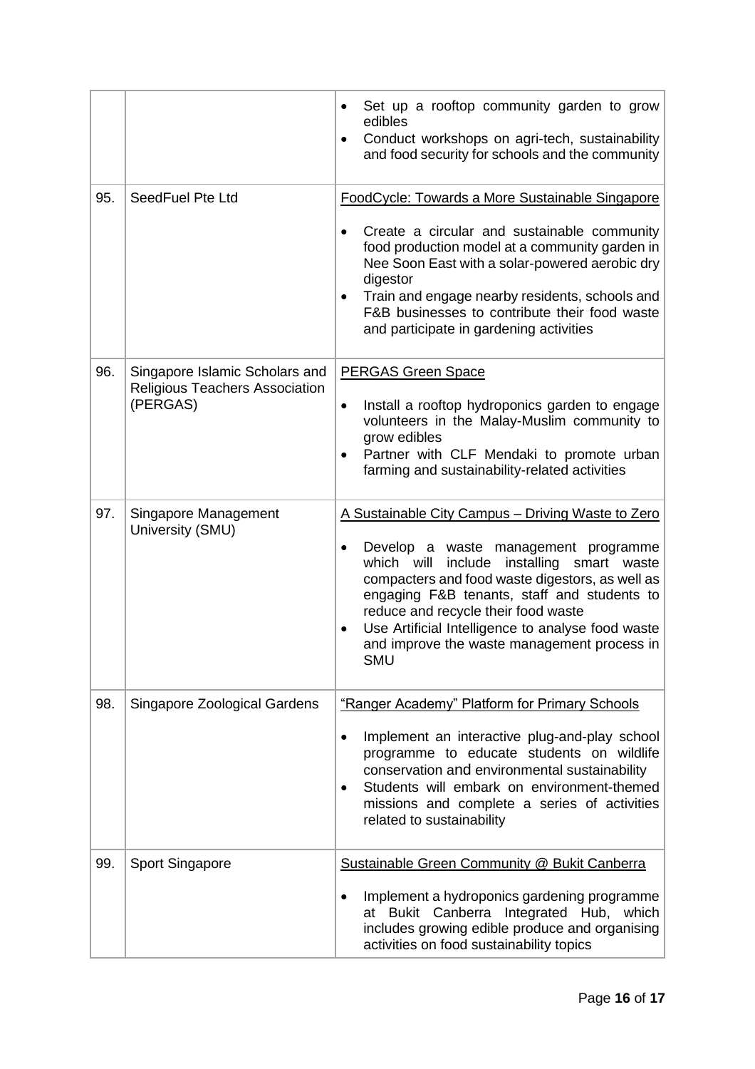| | | |
|---|---|---|
| | | • Set up a rooftop community garden to grow edibles<br>• Conduct workshops on agri-tech, sustainability and food security for schools and the community |
| 95. | SeedFuel Pte Ltd | <u>FoodCycle: Towards a More Sustainable Singapore</u><br>• Create a circular and sustainable community food production model at a community garden in Nee Soon East with a solar-powered aerobic dry digestor<br>• Train and engage nearby residents, schools and F&B businesses to contribute their food waste and participate in gardening activities |
| 96. | Singapore Islamic Scholars and Religious Teachers Association (PERGAS) | <u>PERGAS Green Space</u><br>• Install a rooftop hydroponics garden to engage volunteers in the Malay-Muslim community to grow edibles<br>• Partner with CLF Mendaki to promote urban farming and sustainability-related activities |
| 97. | Singapore Management University (SMU) | <u>A Sustainable City Campus – Driving Waste to Zero</u><br>• Develop a waste management programme which will include installing smart waste compacters and food waste digestors, as well as engaging F&B tenants, staff and students to reduce and recycle their food waste<br>• Use Artificial Intelligence to analyse food waste and improve the waste management process in SMU |
| 98. | Singapore Zoological Gardens | <u>"Ranger Academy" Platform for Primary Schools</u><br>• Implement an interactive plug-and-play school programme to educate students on wildlife conservation and environmental sustainability<br>• Students will embark on environment-themed missions and complete a series of activities related to sustainability |
| 99. | Sport Singapore | <u>Sustainable Green Community @ Bukit Canberra</u><br>• Implement a hydroponics gardening programme at Bukit Canberra Integrated Hub, which includes growing edible produce and organising activities on food sustainability topics |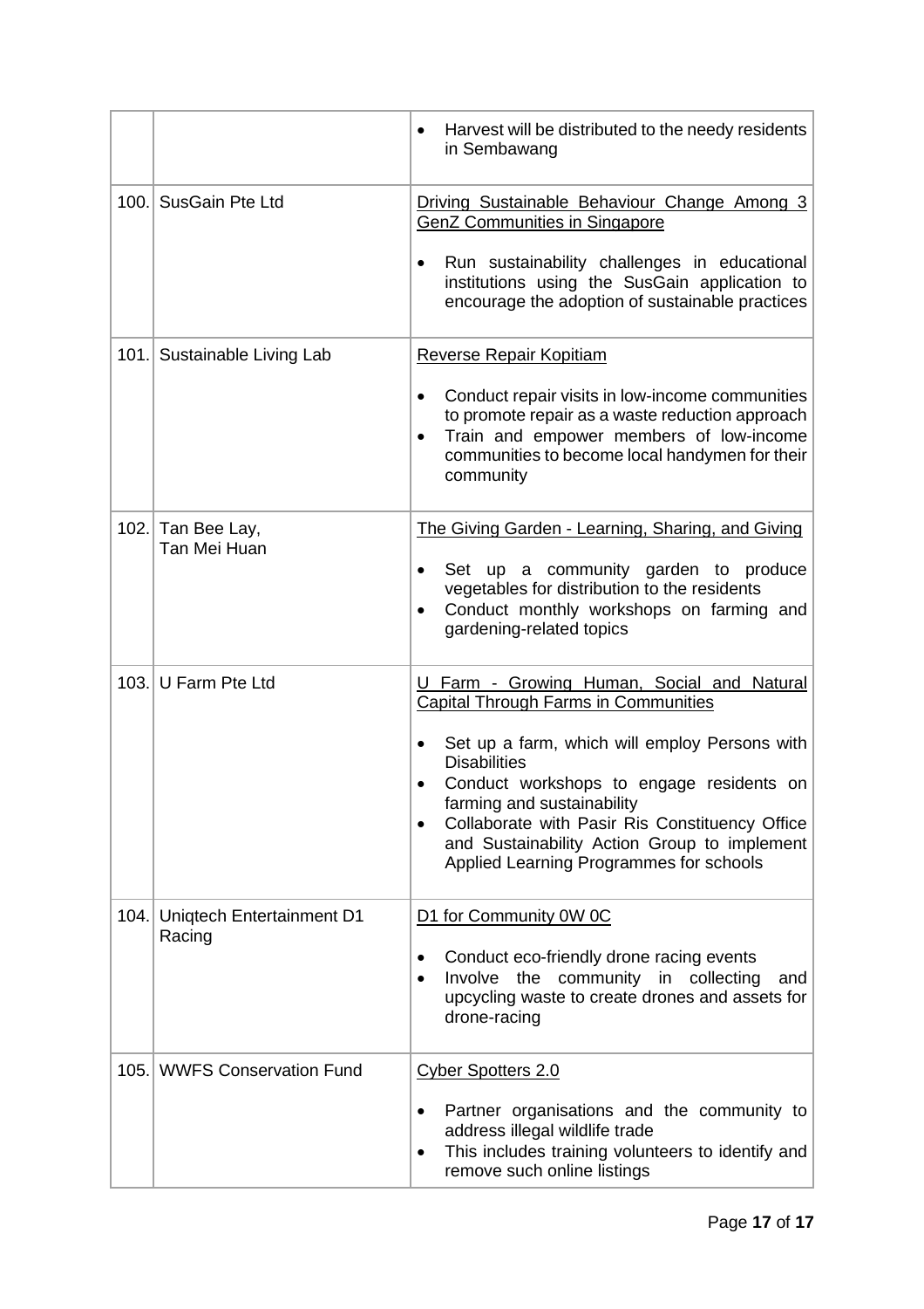| | | |
|---|---|---|
| | | • Harvest will be distributed to the needy residents in Sembawang |
| 100. | SusGain Pte Ltd | Driving Sustainable Behaviour Change Among 3 GenZ Communities in Singapore<br><br>• Run sustainability challenges in educational institutions using the SusGain application to encourage the adoption of sustainable practices |
| 101. | Sustainable Living Lab | Reverse Repair Kopitiam<br><br>• Conduct repair visits in low-income communities to promote repair as a waste reduction approach<br>• Train and empower members of low-income communities to become local handymen for their community |
| 102. | Tan Bee Lay,<br>Tan Mei Huan | The Giving Garden - Learning, Sharing, and Giving<br><br>• Set up a community garden to produce vegetables for distribution to the residents<br>• Conduct monthly workshops on farming and gardening-related topics |
| 103. | U Farm Pte Ltd | U Farm - Growing Human, Social and Natural Capital Through Farms in Communities<br><br>• Set up a farm, which will employ Persons with Disabilities<br>• Conduct workshops to engage residents on farming and sustainability<br>• Collaborate with Pasir Ris Constituency Office and Sustainability Action Group to implement Applied Learning Programmes for schools |
| 104. | Uniqtech Entertainment D1 Racing | D1 for Community 0W 0C<br><br>• Conduct eco-friendly drone racing events<br>• Involve the community in collecting and upcycling waste to create drones and assets for drone-racing |
| 105. | WWFS Conservation Fund | Cyber Spotters 2.0<br><br>• Partner organisations and the community to address illegal wildlife trade<br>• This includes training volunteers to identify and remove such online listings |